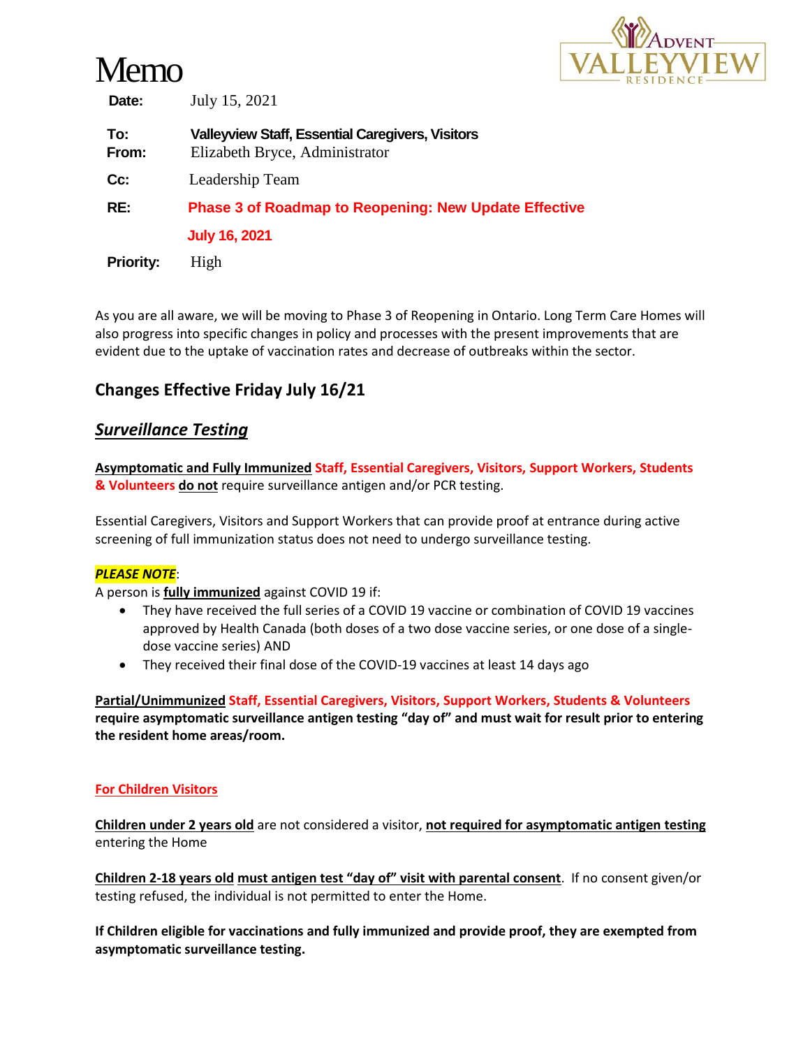# Memo

**Date:** July 15, 2021

**To:** **Valleyview Staff, Essential Caregivers, Visitors**

**From:** Elizabeth Bryce, Administrator

**Cc:** Leadership Team

**RE:** **Phase 3 of Roadmap to Reopening: New Update Effective July 16, 2021**

**Priority:** High

As you are all aware, we will be moving to Phase 3 of Reopening in Ontario. Long Term Care Homes will also progress into specific changes in policy and processes with the present improvements that are evident due to the uptake of vaccination rates and decrease of outbreaks within the sector.

## Changes Effective Friday July 16/21

### ***Surveillance Testing***

**Asymptomatic and Fully Immunized** **Staff, Essential Caregivers, Visitors, Support Workers, Students & Volunteers** **do not** require surveillance antigen and/or PCR testing.

Essential Caregivers, Visitors and Support Workers that can provide proof at entrance during active screening of full immunization status does not need to undergo surveillance testing.

***PLEASE NOTE***:

A person is **fully immunized** against COVID 19 if:

- They have received the full series of a COVID 19 vaccine or combination of COVID 19 vaccines approved by Health Canada (both doses of a two dose vaccine series, or one dose of a single-dose vaccine series) AND
- They received their final dose of the COVID-19 vaccines at least 14 days ago

**Partial/Unimmunized** **Staff, Essential Caregivers, Visitors, Support Workers, Students & Volunteers** **require asymptomatic surveillance antigen testing "day of" and must wait for result prior to entering the resident home areas/room.**

**For Children Visitors**

**Children under 2 years old** are not considered a visitor, **not required for asymptomatic antigen testing** entering the Home

**Children 2-18 years old** **must antigen test "day of" visit with parental consent**. If no consent given/or testing refused, the individual is not permitted to enter the Home.

**If Children eligible for vaccinations and fully immunized and provide proof, they are exempted from asymptomatic surveillance testing.**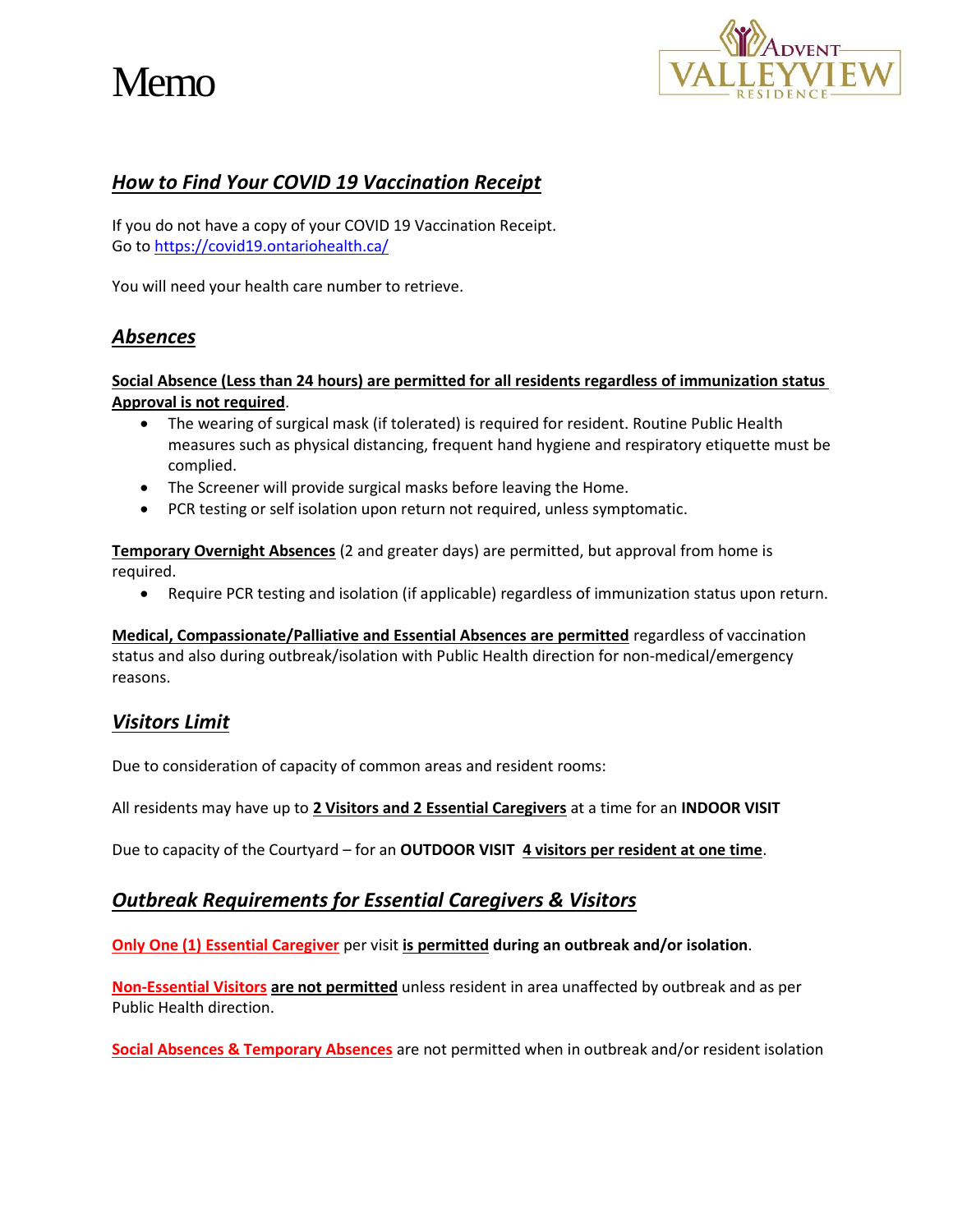# Memo

## ***How to Find Your COVID 19 Vaccination Receipt***

If you do not have a copy of your COVID 19 Vaccination Receipt.
Go to https://covid19.ontariohealth.ca/

You will need your health care number to retrieve.

## ***Absences***

**Social Absence (Less than 24 hours) are permitted for all residents regardless of immunization status Approval is not required**.

- The wearing of surgical mask (if tolerated) is required for resident. Routine Public Health measures such as physical distancing, frequent hand hygiene and respiratory etiquette must be complied.
- The Screener will provide surgical masks before leaving the Home.
- PCR testing or self isolation upon return not required, unless symptomatic.

**Temporary Overnight Absences** (2 and greater days) are permitted, but approval from home is required.

- Require PCR testing and isolation (if applicable) regardless of immunization status upon return.

**Medical, Compassionate/Palliative and Essential Absences are permitted** regardless of vaccination status and also during outbreak/isolation with Public Health direction for non-medical/emergency reasons.

## ***Visitors Limit***

Due to consideration of capacity of common areas and resident rooms:

All residents may have up to **2 Visitors and 2 Essential Caregivers** at a time for an **INDOOR VISIT**

Due to capacity of the Courtyard – for an **OUTDOOR VISIT** **4 visitors per resident at one time**.

## ***Outbreak Requirements for Essential Caregivers & Visitors***

**Only One (1) Essential Caregiver** per visit **is permitted during an outbreak and/or isolation**.

**Non-Essential Visitors are not permitted** unless resident in area unaffected by outbreak and as per Public Health direction.

**Social Absences & Temporary Absences** are not permitted when in outbreak and/or resident isolation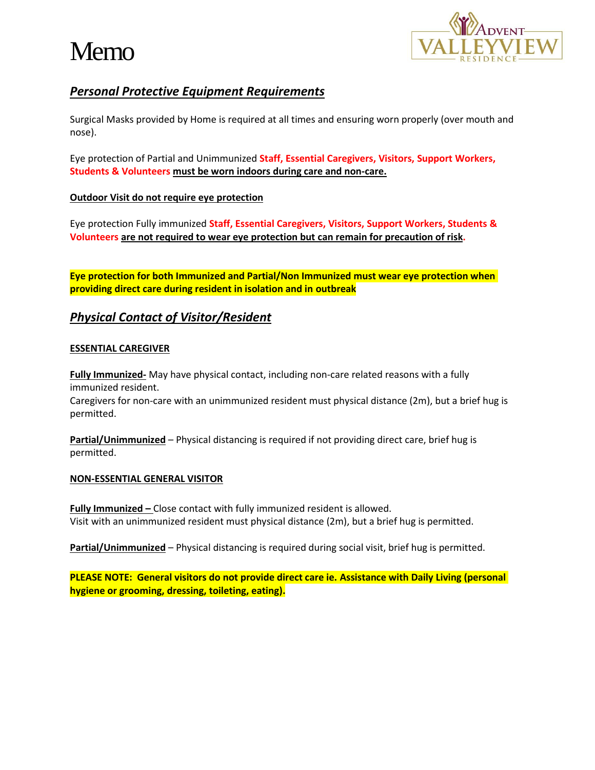# Memo

ADVENT VALLEYVIEW RESIDENCE

## ***Personal Protective Equipment Requirements***

Surgical Masks provided by Home is required at all times and ensuring worn properly (over mouth and nose).

Eye protection of Partial and Unimmunized **Staff, Essential Caregivers, Visitors, Support Workers, Students & Volunteers** **must be worn indoors during care and non-care.**

**Outdoor Visit do not require eye protection**

Eye protection Fully immunized **Staff, Essential Caregivers, Visitors, Support Workers, Students & Volunteers** **are not required to wear eye protection but can remain for precaution of risk.**

**Eye protection for both Immunized and Partial/Non Immunized must wear eye protection when providing direct care during resident in isolation and in outbreak**

## ***Physical Contact of Visitor/Resident***

**ESSENTIAL CAREGIVER**

**Fully Immunized-** May have physical contact, including non-care related reasons with a fully immunized resident.
Caregivers for non-care with an unimmunized resident must physical distance (2m), but a brief hug is permitted.

**Partial/Unimmunized** – Physical distancing is required if not providing direct care, brief hug is permitted.

**NON-ESSENTIAL GENERAL VISITOR**

**Fully Immunized –** Close contact with fully immunized resident is allowed.
Visit with an unimmunized resident must physical distance (2m), but a brief hug is permitted.

**Partial/Unimmunized** – Physical distancing is required during social visit, brief hug is permitted.

**PLEASE NOTE: General visitors do not provide direct care ie. Assistance with Daily Living (personal hygiene or grooming, dressing, toileting, eating).**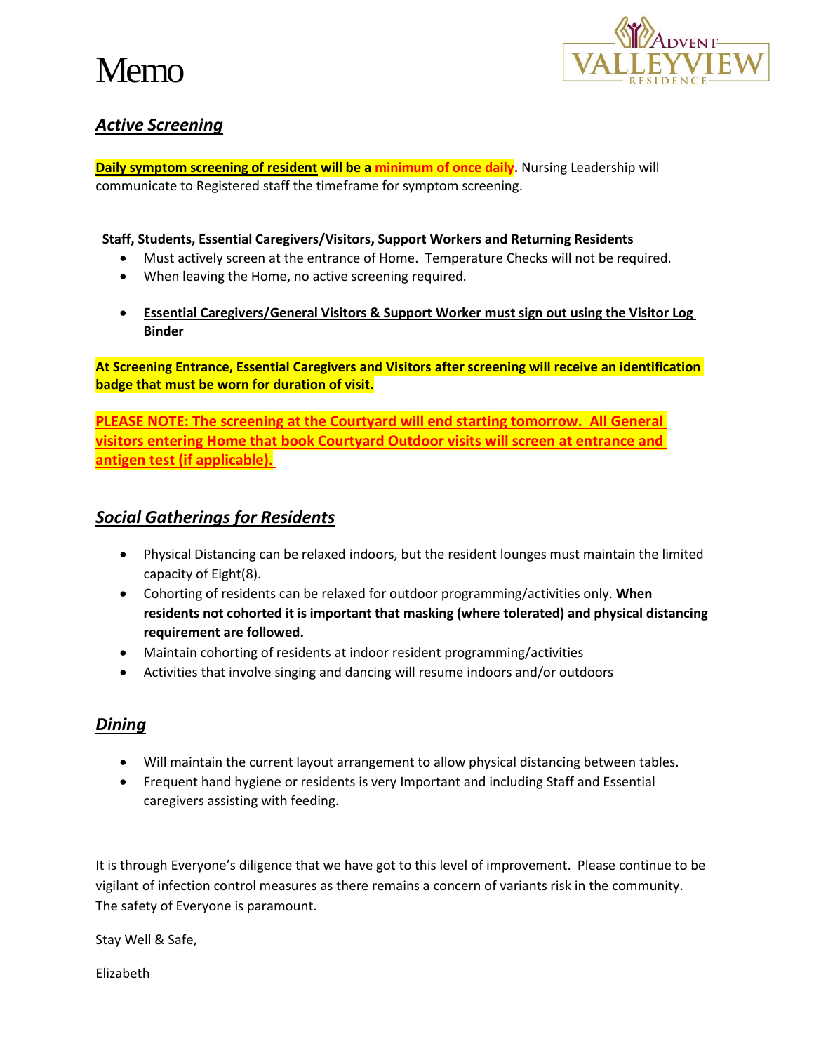# Memo

## ***Active Screening***

**Daily symptom screening of resident will be a minimum of once daily.** Nursing Leadership will communicate to Registered staff the timeframe for symptom screening.

**Staff, Students, Essential Caregivers/Visitors, Support Workers and Returning Residents**

- Must actively screen at the entrance of Home. Temperature Checks will not be required.
- When leaving the Home, no active screening required.
- **Essential Caregivers/General Visitors & Support Worker must sign out using the Visitor Log Binder**

**At Screening Entrance, Essential Caregivers and Visitors after screening will receive an identification badge that must be worn for duration of visit.**

**PLEASE NOTE: The screening at the Courtyard will end starting tomorrow. All General visitors entering Home that book Courtyard Outdoor visits will screen at entrance and antigen test (if applicable).**

## ***Social Gatherings for Residents***

- Physical Distancing can be relaxed indoors, but the resident lounges must maintain the limited capacity of Eight(8).
- Cohorting of residents can be relaxed for outdoor programming/activities only. **When residents not cohorted it is important that masking (where tolerated) and physical distancing requirement are followed.**
- Maintain cohorting of residents at indoor resident programming/activities
- Activities that involve singing and dancing will resume indoors and/or outdoors

## ***Dining***

- Will maintain the current layout arrangement to allow physical distancing between tables.
- Frequent hand hygiene or residents is very Important and including Staff and Essential caregivers assisting with feeding.

It is through Everyone's diligence that we have got to this level of improvement. Please continue to be vigilant of infection control measures as there remains a concern of variants risk in the community. The safety of Everyone is paramount.

Stay Well & Safe,

Elizabeth